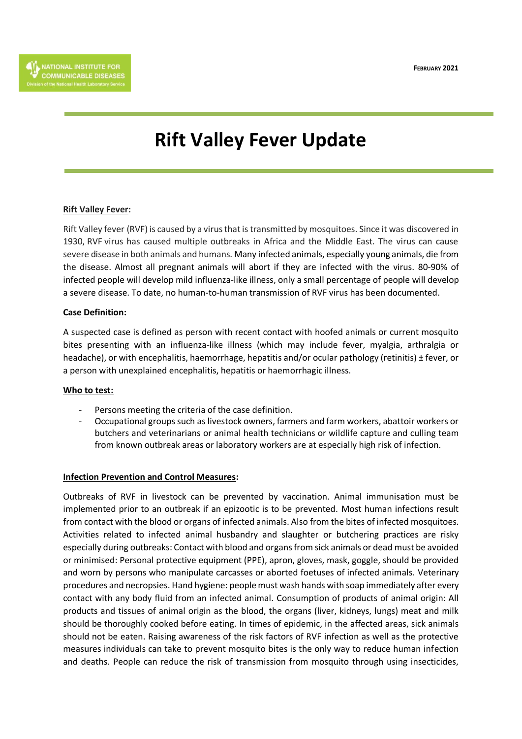# Rift Valley Fever Update

FEBRUARY 2021

**Rift Valley Fever:**

Rift Valley fever (RVF) is caused by a virus that is transmitted by mosquitoes. Since it was discovered in 1930, RVF virus has caused multiple outbreaks in Africa and the Middle East. The virus can cause severe disease in both animals and humans. Many infected animals, especially young animals, die from the disease. Almost all pregnant animals will abort if they are infected with the virus. 80-90% of infected people will develop mild influenza-like illness, only a small percentage of people will develop a severe disease. To date, no human-to-human transmission of RVF virus has been documented.

**Case Definition:**

A suspected case is defined as person with recent contact with hoofed animals or current mosquito bites presenting with an influenza-like illness (which may include fever, myalgia, arthralgia or headache), or with encephalitis, haemorrhage, hepatitis and/or ocular pathology (retinitis) ± fever, or a person with unexplained encephalitis, hepatitis or haemorrhagic illness.

**Who to test:**

- Persons meeting the criteria of the case definition.
- Occupational groups such as livestock owners, farmers and farm workers, abattoir workers or butchers and veterinarians or animal health technicians or wildlife capture and culling team from known outbreak areas or laboratory workers are at especially high risk of infection.

**Infection Prevention and Control Measures:**

Outbreaks of RVF in livestock can be prevented by vaccination. Animal immunisation must be implemented prior to an outbreak if an epizootic is to be prevented. Most human infections result from contact with the blood or organs of infected animals. Also from the bites of infected mosquitoes. Activities related to infected animal husbandry and slaughter or butchering practices are risky especially during outbreaks: Contact with blood and organs from sick animals or dead must be avoided or minimised: Personal protective equipment (PPE), apron, gloves, mask, goggle, should be provided and worn by persons who manipulate carcasses or aborted foetuses of infected animals. Veterinary procedures and necropsies. Hand hygiene: people must wash hands with soap immediately after every contact with any body fluid from an infected animal. Consumption of products of animal origin: All products and tissues of animal origin as the blood, the organs (liver, kidneys, lungs) meat and milk should be thoroughly cooked before eating. In times of epidemic, in the affected areas, sick animals should not be eaten. Raising awareness of the risk factors of RVF infection as well as the protective measures individuals can take to prevent mosquito bites is the only way to reduce human infection and deaths. People can reduce the risk of transmission from mosquito through using insecticides,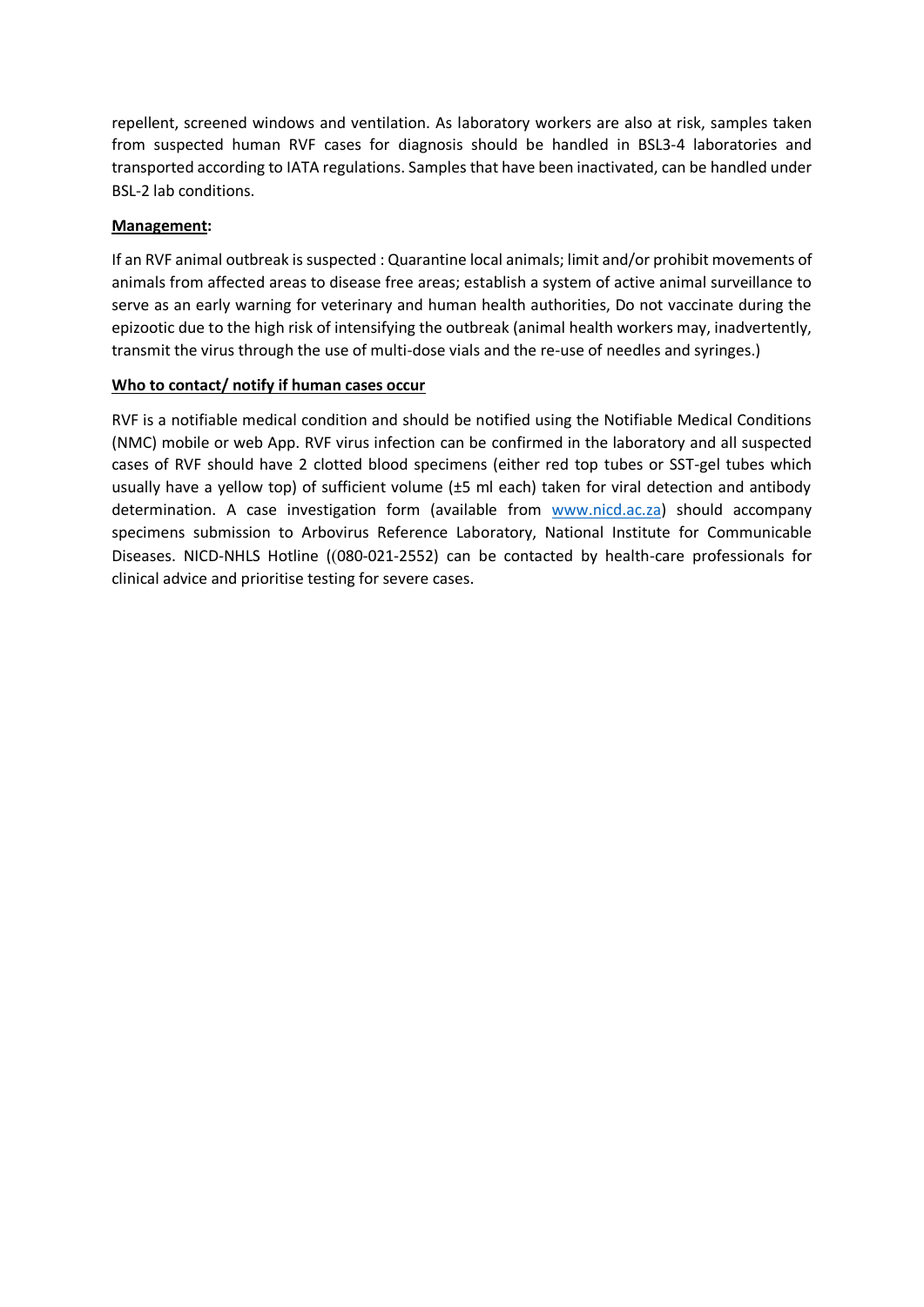repellent, screened windows and ventilation. As laboratory workers are also at risk, samples taken from suspected human RVF cases for diagnosis should be handled in BSL3-4 laboratories and transported according to IATA regulations. Samples that have been inactivated, can be handled under BSL-2 lab conditions.

**Management:**

If an RVF animal outbreak is suspected : Quarantine local animals; limit and/or prohibit movements of animals from affected areas to disease free areas; establish a system of active animal surveillance to serve as an early warning for veterinary and human health authorities, Do not vaccinate during the epizootic due to the high risk of intensifying the outbreak (animal health workers may, inadvertently, transmit the virus through the use of multi-dose vials and the re-use of needles and syringes.)

**Who to contact/ notify if human cases occur**

RVF is a notifiable medical condition and should be notified using the Notifiable Medical Conditions (NMC) mobile or web App. RVF virus infection can be confirmed in the laboratory and all suspected cases of RVF should have 2 clotted blood specimens (either red top tubes or SST-gel tubes which usually have a yellow top) of sufficient volume (±5 ml each) taken for viral detection and antibody determination. A case investigation form (available from www.nicd.ac.za) should accompany specimens submission to Arbovirus Reference Laboratory, National Institute for Communicable Diseases. NICD-NHLS Hotline ((080-021-2552) can be contacted by health-care professionals for clinical advice and prioritise testing for severe cases.